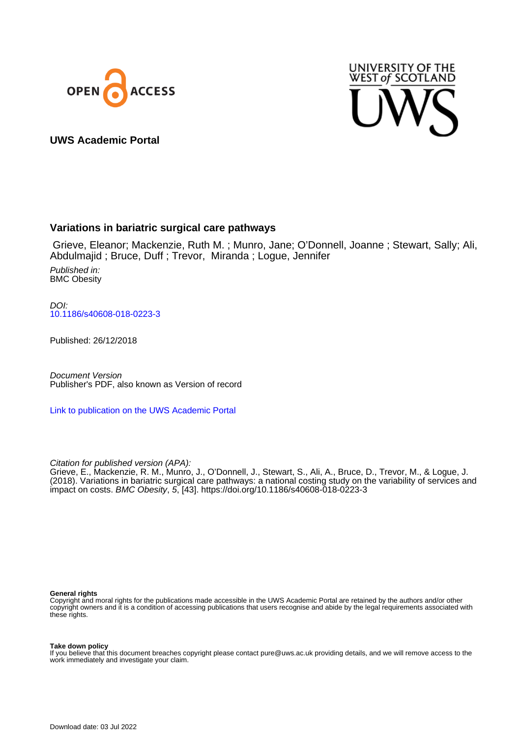**UWS Academic Portal**

## Variations in bariatric surgical care pathways

Grieve, Eleanor; Mackenzie, Ruth M. ; Munro, Jane; O'Donnell, Joanne ; Stewart, Sally; Ali, Abdulmajid ; Bruce, Duff ; Trevor, Miranda ; Logue, Jennifer

*Published in:*
BMC Obesity

*DOI:*
10.1186/s40608-018-0223-3

Published: 26/12/2018

*Document Version*
Publisher's PDF, also known as Version of record

Link to publication on the UWS Academic Portal

*Citation for published version (APA):*
Grieve, E., Mackenzie, R. M., Munro, J., O'Donnell, J., Stewart, S., Ali, A., Bruce, D., Trevor, M., & Logue, J. (2018). Variations in bariatric surgical care pathways: a national costing study on the variability of services and impact on costs. *BMC Obesity*, *5*, [43]. https://doi.org/10.1186/s40608-018-0223-3

**General rights**
Copyright and moral rights for the publications made accessible in the UWS Academic Portal are retained by the authors and/or other copyright owners and it is a condition of accessing publications that users recognise and abide by the legal requirements associated with these rights.

**Take down policy**
If you believe that this document breaches copyright please contact pure@uws.ac.uk providing details, and we will remove access to the work immediately and investigate your claim.

Download date: 03 Jul 2022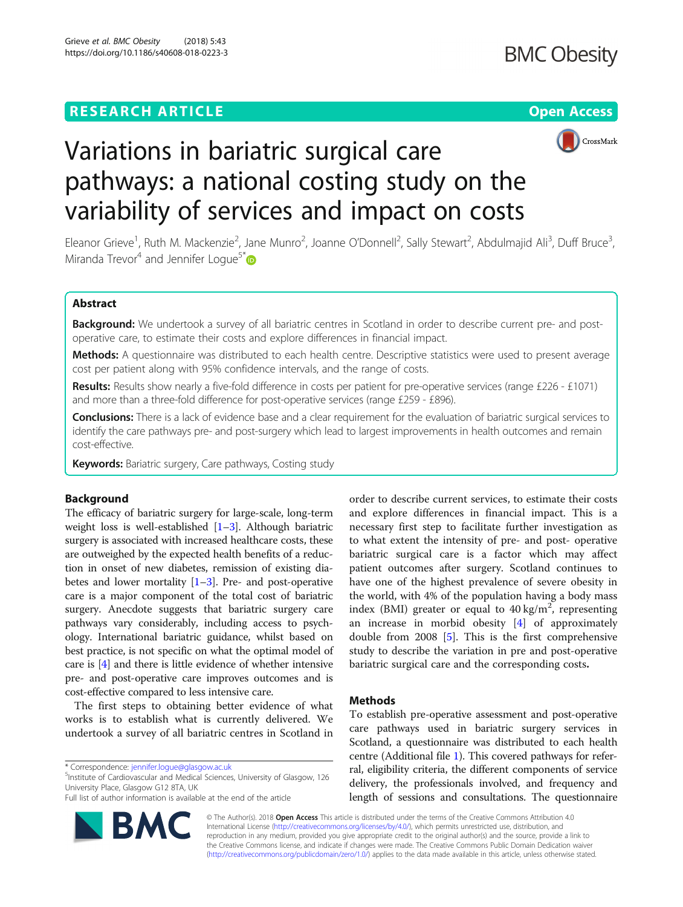# Variations in bariatric surgical care pathways: a national costing study on the variability of services and impact on costs

Eleanor Grieve[1], Ruth M. Mackenzie[2], Jane Munro[2], Joanne O'Donnell[2], Sally Stewart[2], Abdulmajid Ali[3], Duff Bruce[3], Miranda Trevor[4] and Jennifer Logue[5*]

## Abstract

**Background:** We undertook a survey of all bariatric centres in Scotland in order to describe current pre- and post-operative care, to estimate their costs and explore differences in financial impact.

**Methods:** A questionnaire was distributed to each health centre. Descriptive statistics were used to present average cost per patient along with 95% confidence intervals, and the range of costs.

**Results:** Results show nearly a five-fold difference in costs per patient for pre-operative services (range £226 - £1071) and more than a three-fold difference for post-operative services (range £259 - £896).

**Conclusions:** There is a lack of evidence base and a clear requirement for the evaluation of bariatric surgical services to identify the care pathways pre- and post-surgery which lead to largest improvements in health outcomes and remain cost-effective.

**Keywords:** Bariatric surgery, Care pathways, Costing study

## Background

The efficacy of bariatric surgery for large-scale, long-term weight loss is well-established [1–3]. Although bariatric surgery is associated with increased healthcare costs, these are outweighed by the expected health benefits of a reduction in onset of new diabetes, remission of existing diabetes and lower mortality [1–3]. Pre- and post-operative care is a major component of the total cost of bariatric surgery. Anecdote suggests that bariatric surgery care pathways vary considerably, including access to psychology. International bariatric guidance, whilst based on best practice, is not specific on what the optimal model of care is [4] and there is little evidence of whether intensive pre- and post-operative care improves outcomes and is cost-effective compared to less intensive care.

The first steps to obtaining better evidence of what works is to establish what is currently delivered. We undertook a survey of all bariatric centres in Scotland in order to describe current services, to estimate their costs and explore differences in financial impact. This is a necessary first step to facilitate further investigation as to what extent the intensity of pre- and post- operative bariatric surgical care is a factor which may affect patient outcomes after surgery. Scotland continues to have one of the highest prevalence of severe obesity in the world, with 4% of the population having a body mass index (BMI) greater or equal to 40 kg/m$^2$, representing an increase in morbid obesity [4] of approximately double from 2008 [5]. This is the first comprehensive study to describe the variation in pre and post-operative bariatric surgical care and the corresponding costs.

## Methods

To establish pre-operative assessment and post-operative care pathways used in bariatric surgery services in Scotland, a questionnaire was distributed to each health centre (Additional file 1). This covered pathways for referral, eligibility criteria, the different components of service delivery, the professionals involved, and frequency and length of sessions and consultations. The questionnaire

\* Correspondence: jennifer.logue@glasgow.ac.uk

[5]Institute of Cardiovascular and Medical Sciences, University of Glasgow, 126 University Place, Glasgow G12 8TA, UK

Full list of author information is available at the end of the article

© The Author(s). 2018 **Open Access** This article is distributed under the terms of the Creative Commons Attribution 4.0 International License (http://creativecommons.org/licenses/by/4.0/), which permits unrestricted use, distribution, and reproduction in any medium, provided you give appropriate credit to the original author(s) and the source, provide a link to the Creative Commons license, and indicate if changes were made. The Creative Commons Public Domain Dedication waiver (http://creativecommons.org/publicdomain/zero/1.0/) applies to the data made available in this article, unless otherwise stated.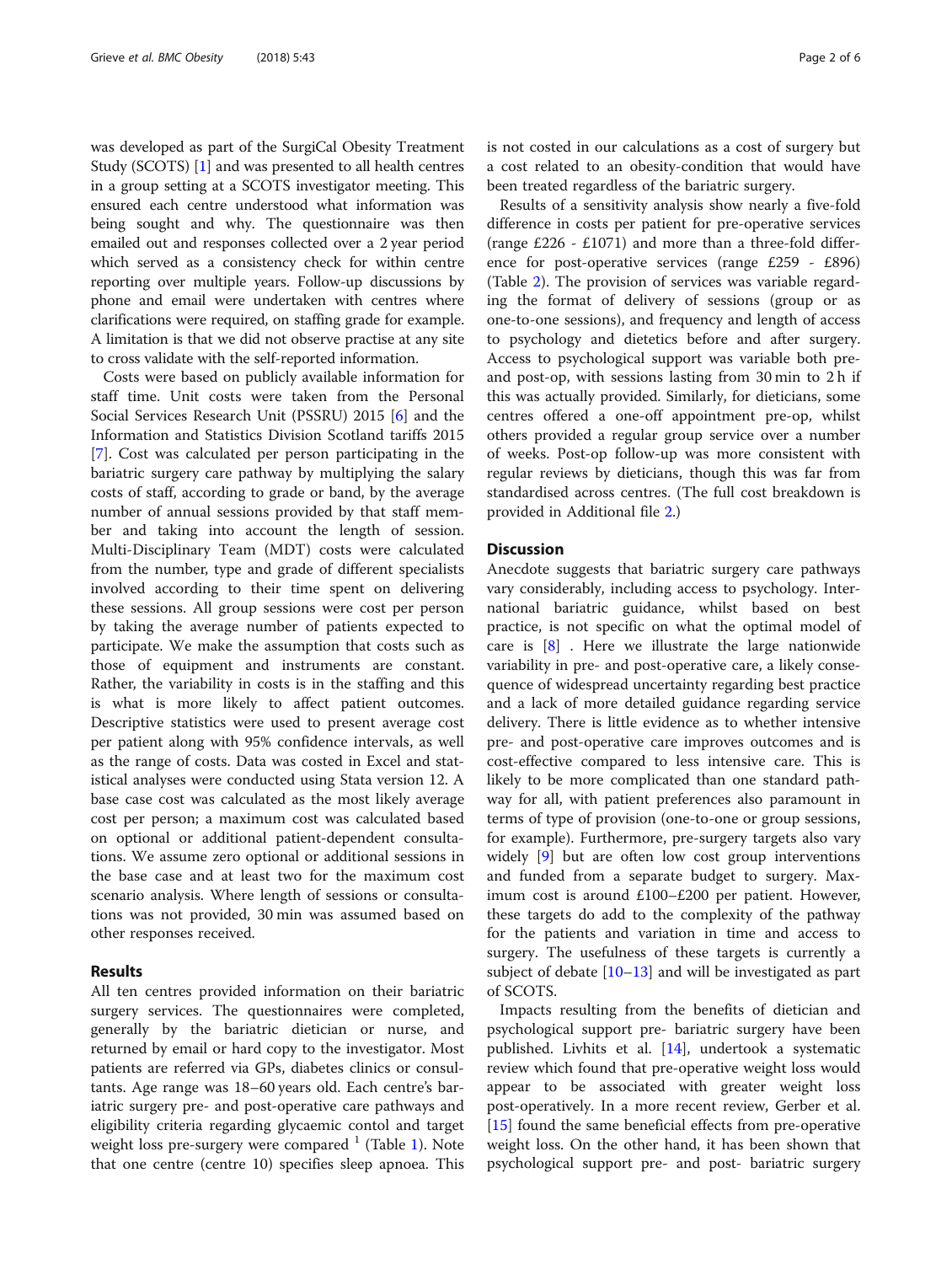was developed as part of the SurgiCal Obesity Treatment Study (SCOTS) [1] and was presented to all health centres in a group setting at a SCOTS investigator meeting. This ensured each centre understood what information was being sought and why. The questionnaire was then emailed out and responses collected over a 2 year period which served as a consistency check for within centre reporting over multiple years. Follow-up discussions by phone and email were undertaken with centres where clarifications were required, on staffing grade for example. A limitation is that we did not observe practise at any site to cross validate with the self-reported information.

Costs were based on publicly available information for staff time. Unit costs were taken from the Personal Social Services Research Unit (PSSRU) 2015 [6] and the Information and Statistics Division Scotland tariffs 2015 [7]. Cost was calculated per person participating in the bariatric surgery care pathway by multiplying the salary costs of staff, according to grade or band, by the average number of annual sessions provided by that staff member and taking into account the length of session. Multi-Disciplinary Team (MDT) costs were calculated from the number, type and grade of different specialists involved according to their time spent on delivering these sessions. All group sessions were cost per person by taking the average number of patients expected to participate. We make the assumption that costs such as those of equipment and instruments are constant. Rather, the variability in costs is in the staffing and this is what is more likely to affect patient outcomes. Descriptive statistics were used to present average cost per patient along with 95% confidence intervals, as well as the range of costs. Data was costed in Excel and statistical analyses were conducted using Stata version 12. A base case cost was calculated as the most likely average cost per person; a maximum cost was calculated based on optional or additional patient-dependent consultations. We assume zero optional or additional sessions in the base case and at least two for the maximum cost scenario analysis. Where length of sessions or consultations was not provided, 30 min was assumed based on other responses received.

## Results

All ten centres provided information on their bariatric surgery services. The questionnaires were completed, generally by the bariatric dietician or nurse, and returned by email or hard copy to the investigator. Most patients are referred via GPs, diabetes clinics or consultants. Age range was 18–60 years old. Each centre's bariatric surgery pre- and post-operative care pathways and eligibility criteria regarding glycaemic contol and target weight loss pre-surgery were compared [1] (Table 1). Note that one centre (centre 10) specifies sleep apnoea. This is not costed in our calculations as a cost of surgery but a cost related to an obesity-condition that would have been treated regardless of the bariatric surgery.

Results of a sensitivity analysis show nearly a five-fold difference in costs per patient for pre-operative services (range £226 - £1071) and more than a three-fold difference for post-operative services (range £259 - £896) (Table 2). The provision of services was variable regarding the format of delivery of sessions (group or as one-to-one sessions), and frequency and length of access to psychology and dietetics before and after surgery. Access to psychological support was variable both pre- and post-op, with sessions lasting from 30 min to 2 h if this was actually provided. Similarly, for dieticians, some centres offered a one-off appointment pre-op, whilst others provided a regular group service over a number of weeks. Post-op follow-up was more consistent with regular reviews by dieticians, though this was far from standardised across centres. (The full cost breakdown is provided in Additional file 2.)

## Discussion

Anecdote suggests that bariatric surgery care pathways vary considerably, including access to psychology. International bariatric guidance, whilst based on best practice, is not specific on what the optimal model of care is [8] . Here we illustrate the large nationwide variability in pre- and post-operative care, a likely consequence of widespread uncertainty regarding best practice and a lack of more detailed guidance regarding service delivery. There is little evidence as to whether intensive pre- and post-operative care improves outcomes and is cost-effective compared to less intensive care. This is likely to be more complicated than one standard pathway for all, with patient preferences also paramount in terms of type of provision (one-to-one or group sessions, for example). Furthermore, pre-surgery targets also vary widely [9] but are often low cost group interventions and funded from a separate budget to surgery. Maximum cost is around £100–£200 per patient. However, these targets do add to the complexity of the pathway for the patients and variation in time and access to surgery. The usefulness of these targets is currently a subject of debate [10–13] and will be investigated as part of SCOTS.

Impacts resulting from the benefits of dietician and psychological support pre- bariatric surgery have been published. Livhits et al. [14], undertook a systematic review which found that pre-operative weight loss would appear to be associated with greater weight loss post-operatively. In a more recent review, Gerber et al. [15] found the same beneficial effects from pre-operative weight loss. On the other hand, it has been shown that psychological support pre- and post- bariatric surgery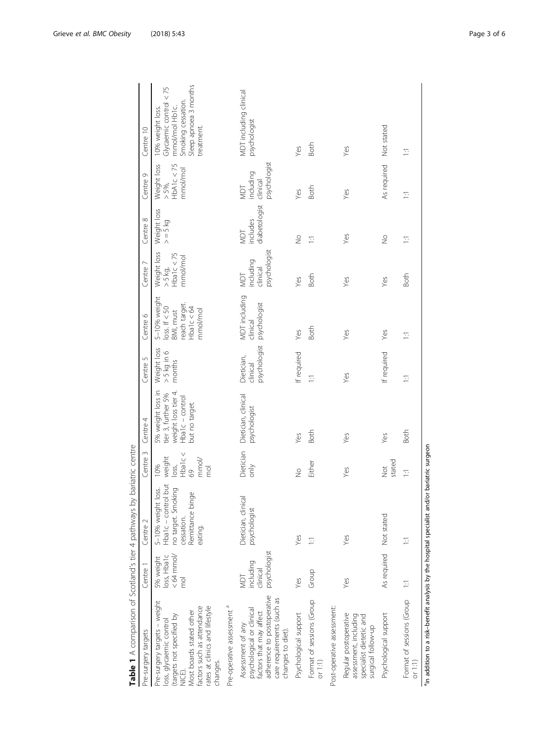**Table 1** A comparison of Scotland's tier 4 pathways by bariatric centre

| Pre-surgery targets | Centre 1 | Centre 2 | Centre 3 | Centre 4 | Centre 5 | Centre 6 | Centre 7 | Centre 8 | Centre 9 | Centre 10 |
|---|---|---|---|---|---|---|---|---|---|---|
| Pre-surgery targets – weight loss, glycaemic control (targets not specified by NICE). Most boards stated other factors such as attendance rates at clinics and lifestyle changes. | 5% weight loss, Hba1c < 64 mmol/mol | 5–10% weight loss. Hba1c – control but no target. Smoking cessation. Remittance binge eating. | 10% weight loss, Hba1c < 69 mmol/mol | 5% weight loss in tier 3, further 5% weight loss tier 4. Hba1c – control but no target. | Weight loss > 5 kg in 6 months | 5–10% weight loss. If < 50 BMI, must reach target. Hba1c < 64 mmol/mol | Weight loss > 5 kg, Hba1c < 75 mmol/mol | Weight loss > = 5 kg | Weight loss > 5%, HbA1c < 75 mmol/mol | 10% weight loss. Glycaemic control < 75 mmol/mol Hb1c. Smoking cessation. Sleep apnoea 3 months treatment. |
| Pre-operative assessment [a] | | | | | | | | | | |
| Assessment of any psychological or clinical factors that may affect adherence to postoperative care requirements (such as changes to diet). | MDT including clinical psychologist | Dietician, clinical psychologist | Dietician only | Dietician, clinical psychologist | Dietician, clinical psychologist | MDT including clinical psychologist | MDT including clinical psychologist | MDT includes diabetologist | MDT including clinical psychologist | MDT including clinical psychologist |
| Psychological support | Yes | Yes | No | Yes | If required | Yes | Yes | No | Yes | Yes |
| Format of sessions (Group or 1:1) | Group | 1:1 | Either | Both | 1:1 | Both | Both | 1:1 | Both | Both |
| Post-operative assessment: | | | | | | | | | | |
| Regular postoperative assessment, including specialist dietetic and surgical follow-up | Yes | Yes | Yes | Yes | Yes | Yes | Yes | Yes | Yes | Yes |
| Psychological support | As required | Not stated | Not stated | Yes | If required | Yes | Yes | No | As required | Not stated |
| Format of sessions (Group or 1:1) | 1:1 | 1:1 | 1:1 | Both | 1:1 | 1:1 | Both | 1:1 | 1:1 | 1:1 |

[a] in addition to a risk–benefit analysis by the hospital specialist and/or bariatric surgeon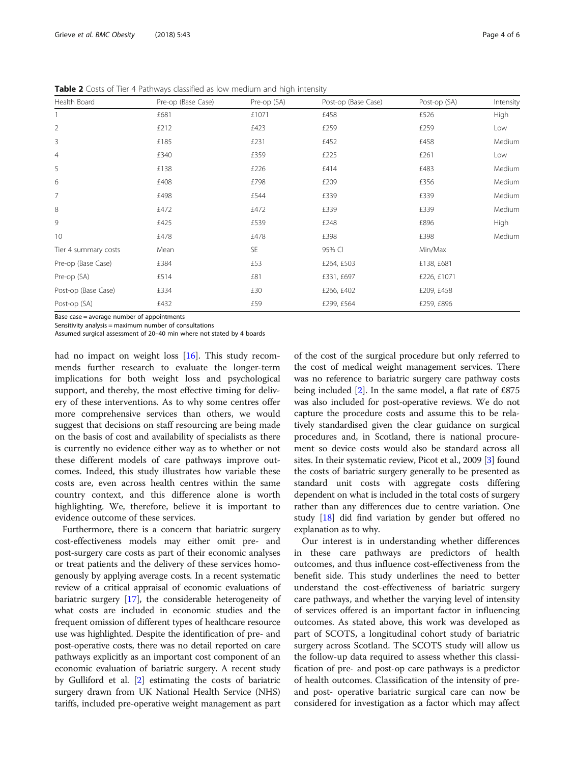**Table 2** Costs of Tier 4 Pathways classified as low medium and high intensity

| Health Board | Pre-op (Base Case) | Pre-op (SA) | Post-op (Base Case) | Post-op (SA) | Intensity |
|---|---|---|---|---|---|
| 1 | £681 | £1071 | £458 | £526 | High |
| 2 | £212 | £423 | £259 | £259 | Low |
| 3 | £185 | £231 | £452 | £458 | Medium |
| 4 | £340 | £359 | £225 | £261 | Low |
| 5 | £138 | £226 | £414 | £483 | Medium |
| 6 | £408 | £798 | £209 | £356 | Medium |
| 7 | £498 | £544 | £339 | £339 | Medium |
| 8 | £472 | £472 | £339 | £339 | Medium |
| 9 | £425 | £539 | £248 | £896 | High |
| 10 | £478 | £478 | £398 | £398 | Medium |
| Tier 4 summary costs | Mean | SE | 95% CI | Min/Max | |
| Pre-op (Base Case) | £384 | £53 | £264, £503 | £138, £681 | |
| Pre-op (SA) | £514 | £81 | £331, £697 | £226, £1071 | |
| Post-op (Base Case) | £334 | £30 | £266, £402 | £209, £458 | |
| Post-op (SA) | £432 | £59 | £299, £564 | £259, £896 | |

Base case = average number of appointments
Sensitivity analysis = maximum number of consultations
Assumed surgical assessment of 20–40 min where not stated by 4 boards

had no impact on weight loss [16]. This study recommends further research to evaluate the longer-term implications for both weight loss and psychological support, and thereby, the most effective timing for delivery of these interventions. As to why some centres offer more comprehensive services than others, we would suggest that decisions on staff resourcing are being made on the basis of cost and availability of specialists as there is currently no evidence either way as to whether or not these different models of care pathways improve outcomes. Indeed, this study illustrates how variable these costs are, even across health centres within the same country context, and this difference alone is worth highlighting. We, therefore, believe it is important to evidence outcome of these services.

Furthermore, there is a concern that bariatric surgery cost-effectiveness models may either omit pre- and post-surgery care costs as part of their economic analyses or treat patients and the delivery of these services homogenously by applying average costs. In a recent systematic review of a critical appraisal of economic evaluations of bariatric surgery [17], the considerable heterogeneity of what costs are included in economic studies and the frequent omission of different types of healthcare resource use was highlighted. Despite the identification of pre- and post-operative costs, there was no detail reported on care pathways explicitly as an important cost component of an economic evaluation of bariatric surgery. A recent study by Gulliford et al. [2] estimating the costs of bariatric surgery drawn from UK National Health Service (NHS) tariffs, included pre-operative weight management as part of the cost of the surgical procedure but only referred to the cost of medical weight management services. There was no reference to bariatric surgery care pathway costs being included [2]. In the same model, a flat rate of £875 was also included for post-operative reviews. We do not capture the procedure costs and assume this to be relatively standardised given the clear guidance on surgical procedures and, in Scotland, there is national procurement so device costs would also be standard across all sites. In their systematic review, Picot et al., 2009 [3] found the costs of bariatric surgery generally to be presented as standard unit costs with aggregate costs differing dependent on what is included in the total costs of surgery rather than any differences due to centre variation. One study [18] did find variation by gender but offered no explanation as to why.

Our interest is in understanding whether differences in these care pathways are predictors of health outcomes, and thus influence cost-effectiveness from the benefit side. This study underlines the need to better understand the cost-effectiveness of bariatric surgery care pathways, and whether the varying level of intensity of services offered is an important factor in influencing outcomes. As stated above, this work was developed as part of SCOTS, a longitudinal cohort study of bariatric surgery across Scotland. The SCOTS study will allow us the follow-up data required to assess whether this classification of pre- and post-op care pathways is a predictor of health outcomes. Classification of the intensity of pre- and post- operative bariatric surgical care can now be considered for investigation as a factor which may affect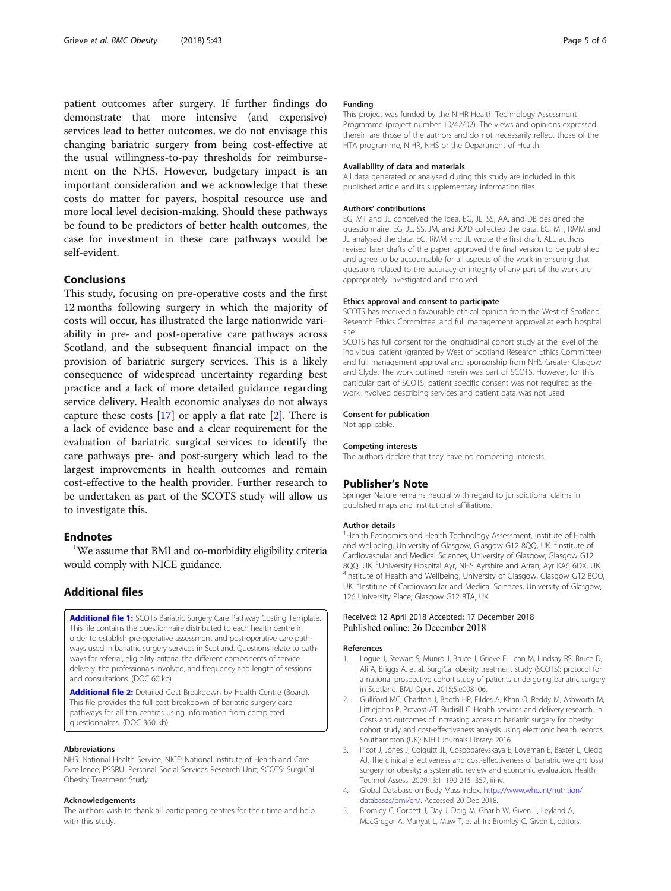patient outcomes after surgery. If further findings do demonstrate that more intensive (and expensive) services lead to better outcomes, we do not envisage this changing bariatric surgery from being cost-effective at the usual willingness-to-pay thresholds for reimbursement on the NHS. However, budgetary impact is an important consideration and we acknowledge that these costs do matter for payers, hospital resource use and more local level decision-making. Should these pathways be found to be predictors of better health outcomes, the case for investment in these care pathways would be self-evident.

## Conclusions

This study, focusing on pre-operative costs and the first 12 months following surgery in which the majority of costs will occur, has illustrated the large nationwide variability in pre- and post-operative care pathways across Scotland, and the subsequent financial impact on the provision of bariatric surgery services. This is a likely consequence of widespread uncertainty regarding best practice and a lack of more detailed guidance regarding service delivery. Health economic analyses do not always capture these costs [17] or apply a flat rate [2]. There is a lack of evidence base and a clear requirement for the evaluation of bariatric surgical services to identify the care pathways pre- and post-surgery which lead to the largest improvements in health outcomes and remain cost-effective to the health provider. Further research to be undertaken as part of the SCOTS study will allow us to investigate this.

## Endnotes

[1]We assume that BMI and co-morbidity eligibility criteria would comply with NICE guidance.

## Additional files

**Additional file 1:** SCOTS Bariatric Surgery Care Pathway Costing Template. This file contains the questionnaire distributed to each health centre in order to establish pre-operative assessment and post-operative care pathways used in bariatric surgery services in Scotland. Questions relate to pathways for referral, eligibility criteria, the different components of service delivery, the professionals involved, and frequency and length of sessions and consultations. (DOC 60 kb)

**Additional file 2:** Detailed Cost Breakdown by Health Centre (Board). This file provides the full cost breakdown of bariatric surgery care pathways for all ten centres using information from completed questionnaires. (DOC 360 kb)

### Abbreviations

NHS: National Health Service; NICE: National Institute of Health and Care Excellence; PSSRU: Personal Social Services Research Unit; SCOTS: SurgiCal Obesity Treatment Study

### Acknowledgements

The authors wish to thank all participating centres for their time and help with this study.

### Funding

This project was funded by the NIHR Health Technology Assessment Programme (project number 10/42/02). The views and opinions expressed therein are those of the authors and do not necessarily reflect those of the HTA programme, NIHR, NHS or the Department of Health.

### Availability of data and materials

All data generated or analysed during this study are included in this published article and its supplementary information files.

### Authors' contributions

EG, MT and JL conceived the idea. EG, JL, SS, AA, and DB designed the questionnaire. EG, JL, SS, JM, and JO'D collected the data. EG, MT, RMM and JL analysed the data. EG, RMM and JL wrote the first draft. ALL authors revised later drafts of the paper, approved the final version to be published and agree to be accountable for all aspects of the work in ensuring that questions related to the accuracy or integrity of any part of the work are appropriately investigated and resolved.

### Ethics approval and consent to participate

SCOTS has received a favourable ethical opinion from the West of Scotland Research Ethics Committee, and full management approval at each hospital site.

SCOTS has full consent for the longitudinal cohort study at the level of the individual patient (granted by West of Scotland Research Ethics Committee) and full management approval and sponsorship from NHS Greater Glasgow and Clyde. The work outlined herein was part of SCOTS. However, for this particular part of SCOTS, patient specific consent was not required as the work involved describing services and patient data was not used.

### Consent for publication

Not applicable.

### Competing interests

The authors declare that they have no competing interests.

## Publisher's Note

Springer Nature remains neutral with regard to jurisdictional claims in published maps and institutional affiliations.

### Author details

[1]Health Economics and Health Technology Assessment, Institute of Health and Wellbeing, University of Glasgow, Glasgow G12 8QQ, UK. [2]Institute of Cardiovascular and Medical Sciences, University of Glasgow, Glasgow G12 8QQ, UK. [3]University Hospital Ayr, NHS Ayrshire and Arran, Ayr KA6 6DX, UK. [4]Institute of Health and Wellbeing, University of Glasgow, Glasgow G12 8QQ, UK. [5]Institute of Cardiovascular and Medical Sciences, University of Glasgow, 126 University Place, Glasgow G12 8TA, UK.

Received: 12 April 2018 Accepted: 17 December 2018
Published online: 26 December 2018

### References

1. Logue J, Stewart S, Munro J, Bruce J, Grieve E, Lean M, Lindsay RS, Bruce D, Ali A, Briggs A, et al. SurgiCal obesity treatment study (SCOTS): protocol for a national prospective cohort study of patients undergoing bariatric surgery in Scotland. BMJ Open. 2015;5:e008106.
2. Gulliford MC, Charlton J, Booth HP, Fildes A, Khan O, Reddy M, Ashworth M, Littlejohns P, Prevost AT, Rudisill C. Health services and delivery research. In: Costs and outcomes of increasing access to bariatric surgery for obesity: cohort study and cost-effectiveness analysis using electronic health records. Southampton (UK): NIHR Journals Library; 2016.
3. Picot J, Jones J, Colquitt JL, Gospodarevskaya E, Loveman E, Baxter L, Clegg AJ. The clinical effectiveness and cost-effectiveness of bariatric (weight loss) surgery for obesity: a systematic review and economic evaluation. Health Technol Assess. 2009;13:1–190 215–357, iii-iv.
4. Global Database on Body Mass Index. https://www.who.int/nutrition/databases/bmi/en/. Accessed 20 Dec 2018.
5. Bromley C, Corbett J, Day J, Doig M, Gharib W, Given L, Leyland A, MacGregor A, Marryat L, Maw T, et al. In: Bromley C, Given L, editors.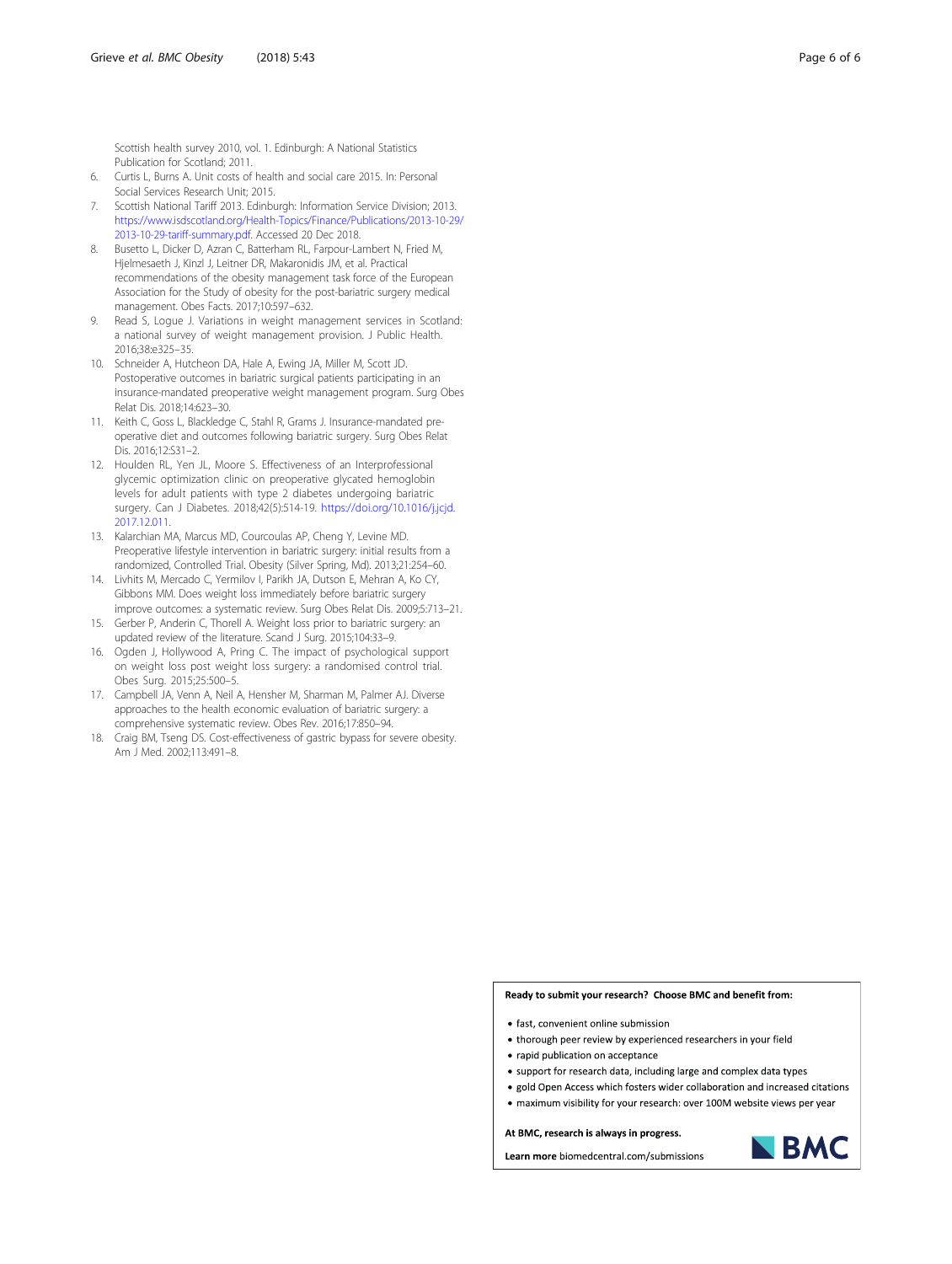Scottish health survey 2010, vol. 1. Edinburgh: A National Statistics Publication for Scotland; 2011.

6. Curtis L, Burns A. Unit costs of health and social care 2015. In: Personal Social Services Research Unit; 2015.
7. Scottish National Tariff 2013. Edinburgh: Information Service Division; 2013. https://www.isdscotland.org/Health-Topics/Finance/Publications/2013-10-29/2013-10-29-tariff-summary.pdf. Accessed 20 Dec 2018.
8. Busetto L, Dicker D, Azran C, Batterham RL, Farpour-Lambert N, Fried M, Hjelmesaeth J, Kinzl J, Leitner DR, Makaronidis JM, et al. Practical recommendations of the obesity management task force of the European Association for the Study of obesity for the post-bariatric surgery medical management. Obes Facts. 2017;10:597–632.
9. Read S, Logue J. Variations in weight management services in Scotland: a national survey of weight management provision. J Public Health. 2016;38:e325–35.
10. Schneider A, Hutcheon DA, Hale A, Ewing JA, Miller M, Scott JD. Postoperative outcomes in bariatric surgical patients participating in an insurance-mandated preoperative weight management program. Surg Obes Relat Dis. 2018;14:623–30.
11. Keith C, Goss L, Blackledge C, Stahl R, Grams J. Insurance-mandated pre-operative diet and outcomes following bariatric surgery. Surg Obes Relat Dis. 2016;12:S31–2.
12. Houlden RL, Yen JL, Moore S. Effectiveness of an Interprofessional glycemic optimization clinic on preoperative glycated hemoglobin levels for adult patients with type 2 diabetes undergoing bariatric surgery. Can J Diabetes. 2018;42(5):514-19. https://doi.org/10.1016/j.jcjd.2017.12.011.
13. Kalarchian MA, Marcus MD, Courcoulas AP, Cheng Y, Levine MD. Preoperative lifestyle intervention in bariatric surgery: initial results from a randomized, Controlled Trial. Obesity (Silver Spring, Md). 2013;21:254–60.
14. Livhits M, Mercado C, Yermilov I, Parikh JA, Dutson E, Mehran A, Ko CY, Gibbons MM. Does weight loss immediately before bariatric surgery improve outcomes: a systematic review. Surg Obes Relat Dis. 2009;5:713–21.
15. Gerber P, Anderin C, Thorell A. Weight loss prior to bariatric surgery: an updated review of the literature. Scand J Surg. 2015;104:33–9.
16. Ogden J, Hollywood A, Pring C. The impact of psychological support on weight loss post weight loss surgery: a randomised control trial. Obes Surg. 2015;25:500–5.
17. Campbell JA, Venn A, Neil A, Hensher M, Sharman M, Palmer AJ. Diverse approaches to the health economic evaluation of bariatric surgery: a comprehensive systematic review. Obes Rev. 2016;17:850–94.
18. Craig BM, Tseng DS. Cost-effectiveness of gastric bypass for severe obesity. Am J Med. 2002;113:491–8.

**Ready to submit your research? Choose BMC and benefit from:**

- fast, convenient online submission
- thorough peer review by experienced researchers in your field
- rapid publication on acceptance
- support for research data, including large and complex data types
- gold Open Access which fosters wider collaboration and increased citations
- maximum visibility for your research: over 100M website views per year

**At BMC, research is always in progress.**

**Learn more** biomedcentral.com/submissions